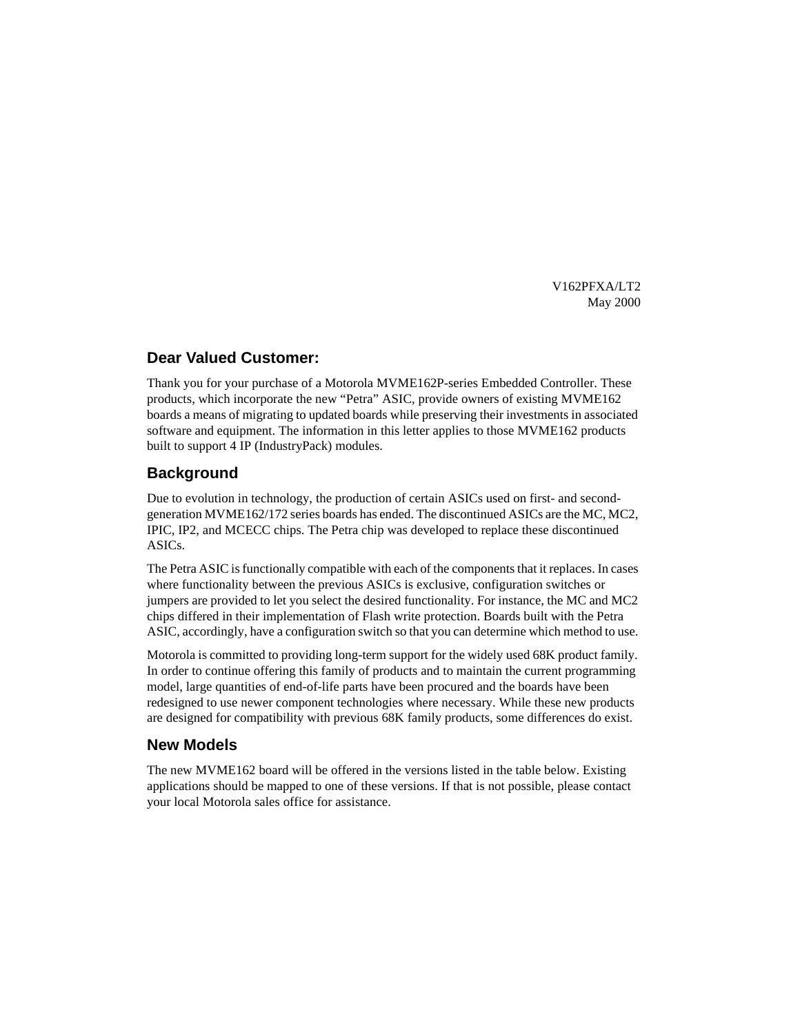V162PFXA/LT2
May 2000

## Dear Valued Customer:

Thank you for your purchase of a Motorola MVME162P-series Embedded Controller. These products, which incorporate the new “Petra” ASIC, provide owners of existing MVME162 boards a means of migrating to updated boards while preserving their investments in associated software and equipment. The information in this letter applies to those MVME162 products built to support 4 IP (IndustryPack) modules.

## Background

Due to evolution in technology, the production of certain ASICs used on first- and second-generation MVME162/172 series boards has ended. The discontinued ASICs are the MC, MC2, IPIC, IP2, and MCECC chips. The Petra chip was developed to replace these discontinued ASICs.

The Petra ASIC is functionally compatible with each of the components that it replaces. In cases where functionality between the previous ASICs is exclusive, configuration switches or jumpers are provided to let you select the desired functionality. For instance, the MC and MC2 chips differed in their implementation of Flash write protection. Boards built with the Petra ASIC, accordingly, have a configuration switch so that you can determine which method to use.

Motorola is committed to providing long-term support for the widely used 68K product family. In order to continue offering this family of products and to maintain the current programming model, large quantities of end-of-life parts have been procured and the boards have been redesigned to use newer component technologies where necessary. While these new products are designed for compatibility with previous 68K family products, some differences do exist.

## New Models

The new MVME162 board will be offered in the versions listed in the table below. Existing applications should be mapped to one of these versions. If that is not possible, please contact your local Motorola sales office for assistance.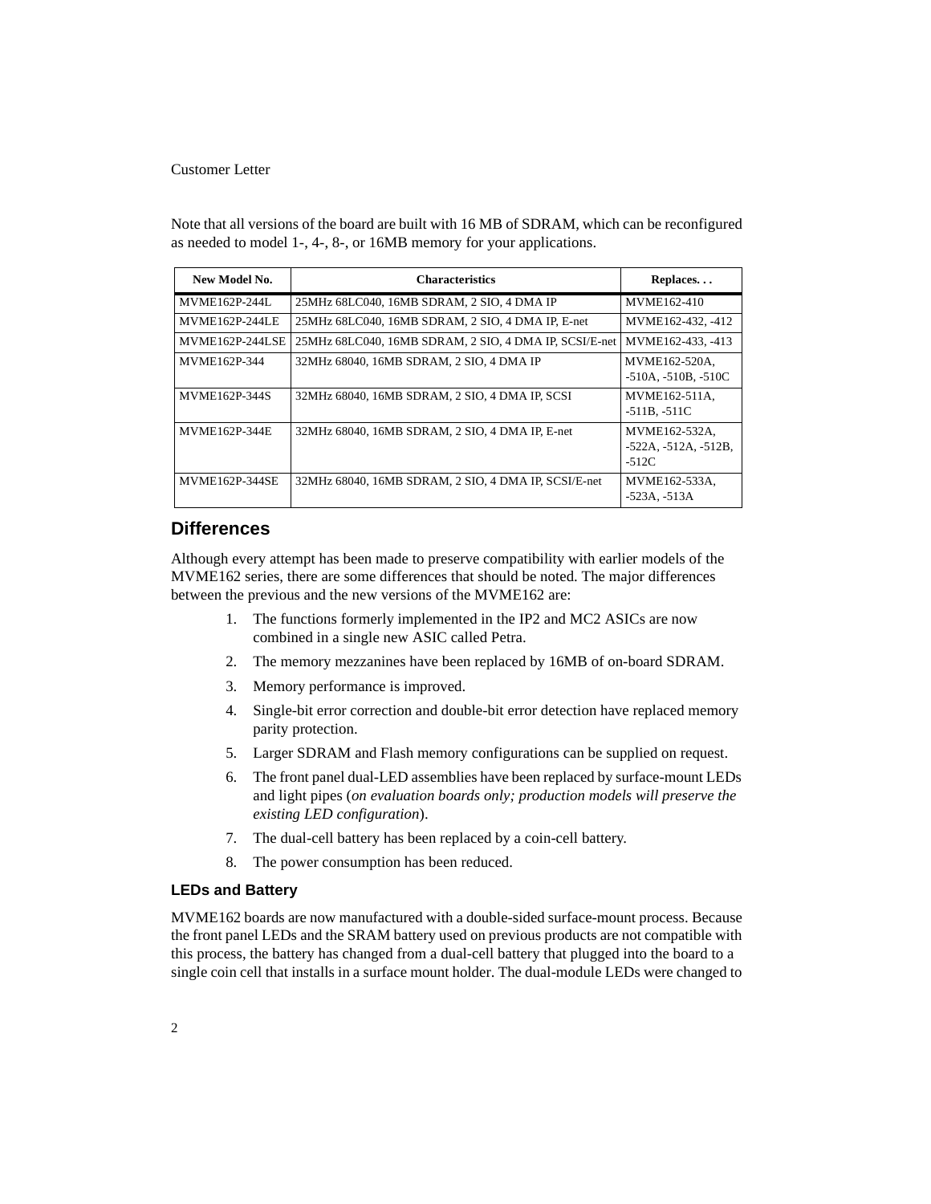Note that all versions of the board are built with 16 MB of SDRAM, which can be reconfigured as needed to model 1-, 4-, 8-, or 16MB memory for your applications.

| New Model No. | Characteristics | Replaces. . . |
|---|---|---|
| MVME162P-244L | 25MHz 68LC040, 16MB SDRAM, 2 SIO, 4 DMA IP | MVME162-410 |
| MVME162P-244LE | 25MHz 68LC040, 16MB SDRAM, 2 SIO, 4 DMA IP, E-net | MVME162-432, -412 |
| MVME162P-244LSE | 25MHz 68LC040, 16MB SDRAM, 2 SIO, 4 DMA IP, SCSI/E-net | MVME162-433, -413 |
| MVME162P-344 | 32MHz 68040, 16MB SDRAM, 2 SIO, 4 DMA IP | MVME162-520A, -510A, -510B, -510C |
| MVME162P-344S | 32MHz 68040, 16MB SDRAM, 2 SIO, 4 DMA IP, SCSI | MVME162-511A, -511B, -511C |
| MVME162P-344E | 32MHz 68040, 16MB SDRAM, 2 SIO, 4 DMA IP, E-net | MVME162-532A, -522A, -512A, -512B, -512C |
| MVME162P-344SE | 32MHz 68040, 16MB SDRAM, 2 SIO, 4 DMA IP, SCSI/E-net | MVME162-533A, -523A, -513A |

## Differences

Although every attempt has been made to preserve compatibility with earlier models of the MVME162 series, there are some differences that should be noted. The major differences between the previous and the new versions of the MVME162 are:

1. The functions formerly implemented in the IP2 and MC2 ASICs are now combined in a single new ASIC called Petra.
2. The memory mezzanines have been replaced by 16MB of on-board SDRAM.
3. Memory performance is improved.
4. Single-bit error correction and double-bit error detection have replaced memory parity protection.
5. Larger SDRAM and Flash memory configurations can be supplied on request.
6. The front panel dual-LED assemblies have been replaced by surface-mount LEDs and light pipes (*on evaluation boards only; production models will preserve the existing LED configuration*).
7. The dual-cell battery has been replaced by a coin-cell battery.
8. The power consumption has been reduced.

### LEDs and Battery

MVME162 boards are now manufactured with a double-sided surface-mount process. Because the front panel LEDs and the SRAM battery used on previous products are not compatible with this process, the battery has changed from a dual-cell battery that plugged into the board to a single coin cell that installs in a surface mount holder. The dual-module LEDs were changed to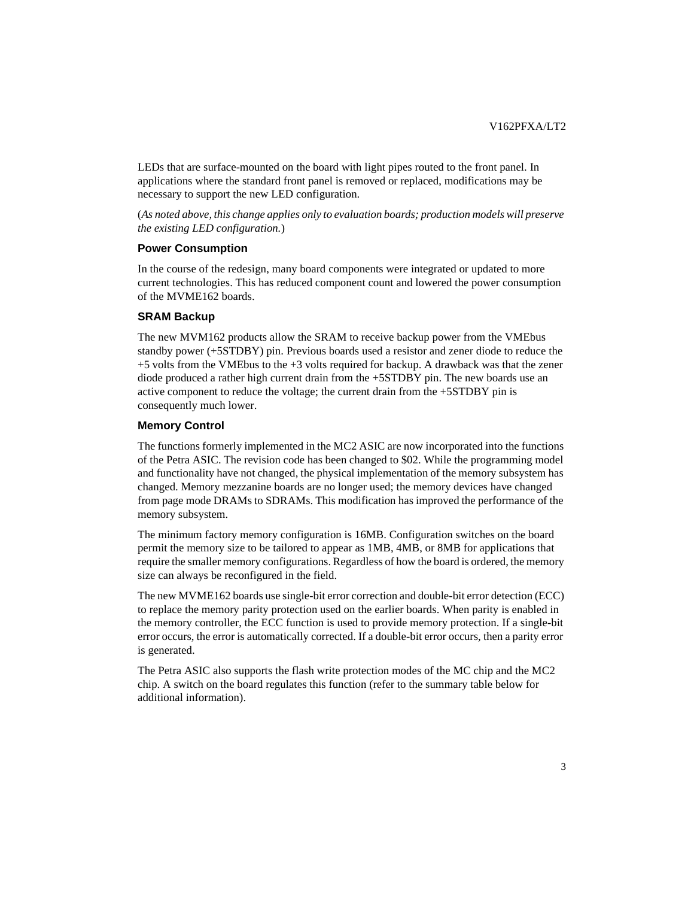LEDs that are surface-mounted on the board with light pipes routed to the front panel. In applications where the standard front panel is removed or replaced, modifications may be necessary to support the new LED configuration.

(*As noted above, this change applies only to evaluation boards; production models will preserve the existing LED configuration.*)

### Power Consumption

In the course of the redesign, many board components were integrated or updated to more current technologies. This has reduced component count and lowered the power consumption of the MVME162 boards.

### SRAM Backup

The new MVM162 products allow the SRAM to receive backup power from the VMEbus standby power (+5STDBY) pin. Previous boards used a resistor and zener diode to reduce the +5 volts from the VMEbus to the +3 volts required for backup. A drawback was that the zener diode produced a rather high current drain from the +5STDBY pin. The new boards use an active component to reduce the voltage; the current drain from the +5STDBY pin is consequently much lower.

### Memory Control

The functions formerly implemented in the MC2 ASIC are now incorporated into the functions of the Petra ASIC. The revision code has been changed to $02. While the programming model and functionality have not changed, the physical implementation of the memory subsystem has changed. Memory mezzanine boards are no longer used; the memory devices have changed from page mode DRAMs to SDRAMs. This modification has improved the performance of the memory subsystem.

The minimum factory memory configuration is 16MB. Configuration switches on the board permit the memory size to be tailored to appear as 1MB, 4MB, or 8MB for applications that require the smaller memory configurations. Regardless of how the board is ordered, the memory size can always be reconfigured in the field.

The new MVME162 boards use single-bit error correction and double-bit error detection (ECC) to replace the memory parity protection used on the earlier boards. When parity is enabled in the memory controller, the ECC function is used to provide memory protection. If a single-bit error occurs, the error is automatically corrected. If a double-bit error occurs, then a parity error is generated.

The Petra ASIC also supports the flash write protection modes of the MC chip and the MC2 chip. A switch on the board regulates this function (refer to the summary table below for additional information).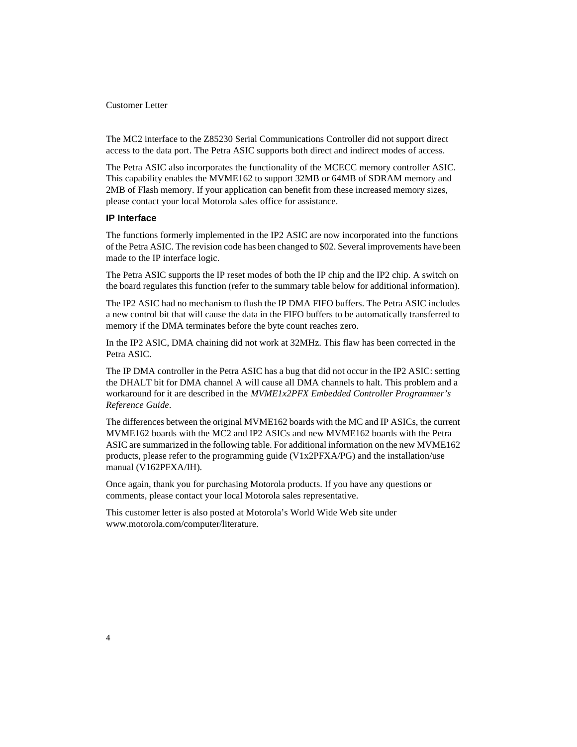The MC2 interface to the Z85230 Serial Communications Controller did not support direct access to the data port. The Petra ASIC supports both direct and indirect modes of access.

The Petra ASIC also incorporates the functionality of the MCECC memory controller ASIC. This capability enables the MVME162 to support 32MB or 64MB of SDRAM memory and 2MB of Flash memory. If your application can benefit from these increased memory sizes, please contact your local Motorola sales office for assistance.

### IP Interface

The functions formerly implemented in the IP2 ASIC are now incorporated into the functions of the Petra ASIC. The revision code has been changed to $02. Several improvements have been made to the IP interface logic.

The Petra ASIC supports the IP reset modes of both the IP chip and the IP2 chip. A switch on the board regulates this function (refer to the summary table below for additional information).

The IP2 ASIC had no mechanism to flush the IP DMA FIFO buffers. The Petra ASIC includes a new control bit that will cause the data in the FIFO buffers to be automatically transferred to memory if the DMA terminates before the byte count reaches zero.

In the IP2 ASIC, DMA chaining did not work at 32MHz. This flaw has been corrected in the Petra ASIC.

The IP DMA controller in the Petra ASIC has a bug that did not occur in the IP2 ASIC: setting the DHALT bit for DMA channel A will cause all DMA channels to halt. This problem and a workaround for it are described in the *MVME1x2PFX Embedded Controller Programmer's Reference Guide*.

The differences between the original MVME162 boards with the MC and IP ASICs, the current MVME162 boards with the MC2 and IP2 ASICs and new MVME162 boards with the Petra ASIC are summarized in the following table. For additional information on the new MVME162 products, please refer to the programming guide (V1x2PFXA/PG) and the installation/use manual (V162PFXA/IH).

Once again, thank you for purchasing Motorola products. If you have any questions or comments, please contact your local Motorola sales representative.

This customer letter is also posted at Motorola's World Wide Web site under www.motorola.com/computer/literature.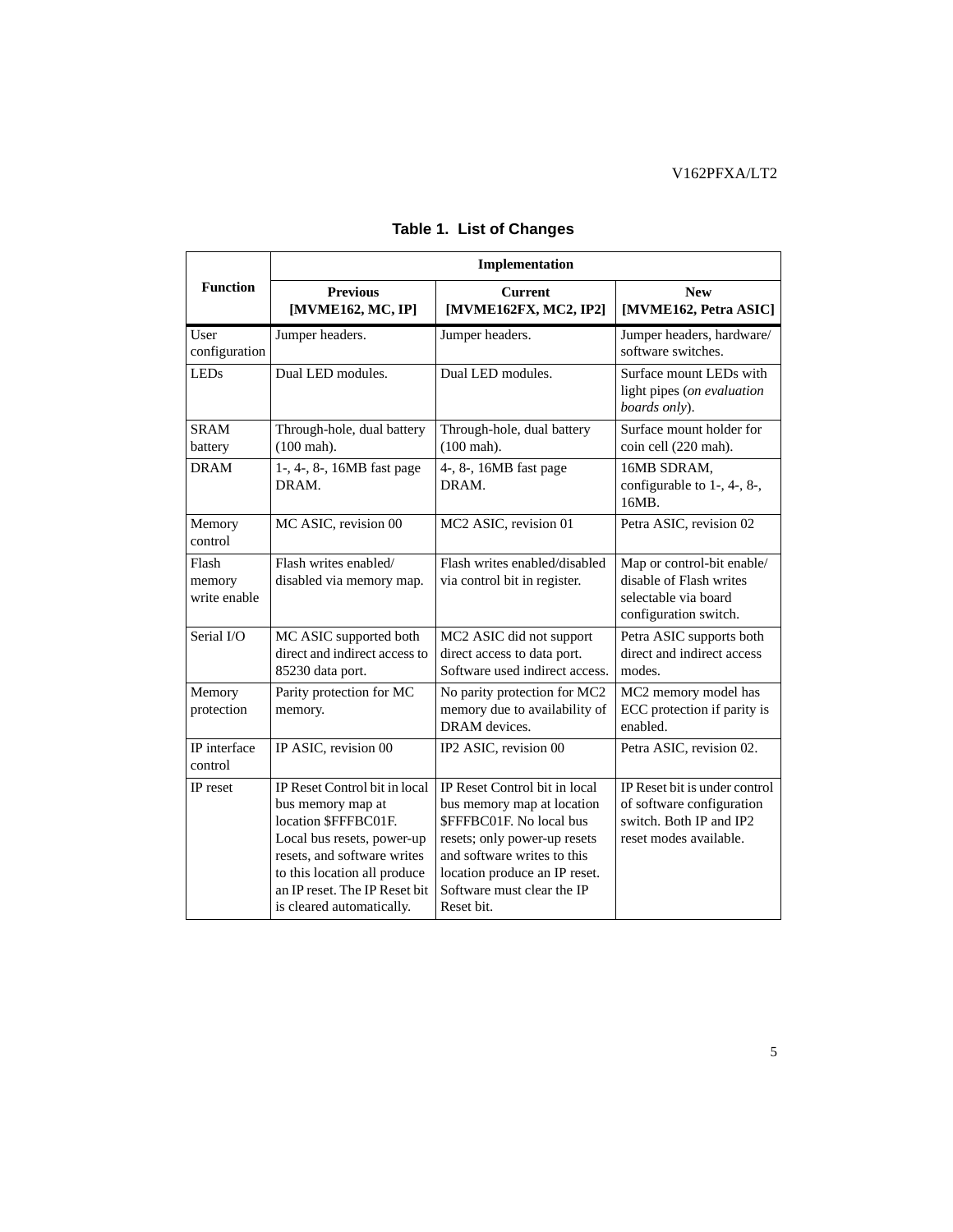**Table 1. List of Changes**

| Function | Implementation | | |
|---|---|---|---|
| | **Previous [MVME162, MC, IP]** | **Current [MVME162FX, MC2, IP2]** | **New [MVME162, Petra ASIC]** |
| User configuration | Jumper headers. | Jumper headers. | Jumper headers, hardware/ software switches. |
| LEDs | Dual LED modules. | Dual LED modules. | Surface mount LEDs with light pipes (*on evaluation boards only*). |
| SRAM battery | Through-hole, dual battery (100 mah). | Through-hole, dual battery (100 mah). | Surface mount holder for coin cell (220 mah). |
| DRAM | 1-, 4-, 8-, 16MB fast page DRAM. | 4-, 8-, 16MB fast page DRAM. | 16MB SDRAM, configurable to 1-, 4-, 8-, 16MB. |
| Memory control | MC ASIC, revision 00 | MC2 ASIC, revision 01 | Petra ASIC, revision 02 |
| Flash memory write enable | Flash writes enabled/ disabled via memory map. | Flash writes enabled/disabled via control bit in register. | Map or control-bit enable/ disable of Flash writes selectable via board configuration switch. |
| Serial I/O | MC ASIC supported both direct and indirect access to 85230 data port. | MC2 ASIC did not support direct access to data port. Software used indirect access. | Petra ASIC supports both direct and indirect access modes. |
| Memory protection | Parity protection for MC memory. | No parity protection for MC2 memory due to availability of DRAM devices. | MC2 memory model has ECC protection if parity is enabled. |
| IP interface control | IP ASIC, revision 00 | IP2 ASIC, revision 00 | Petra ASIC, revision 02. |
| IP reset | IP Reset Control bit in local bus memory map at location $FFFBC01F. Local bus resets, power-up resets, and software writes to this location all produce an IP reset. The IP Reset bit is cleared automatically. | IP Reset Control bit in local bus memory map at location $FFFBC01F. No local bus resets; only power-up resets and software writes to this location produce an IP reset. Software must clear the IP Reset bit. | IP Reset bit is under control of software configuration switch. Both IP and IP2 reset modes available. |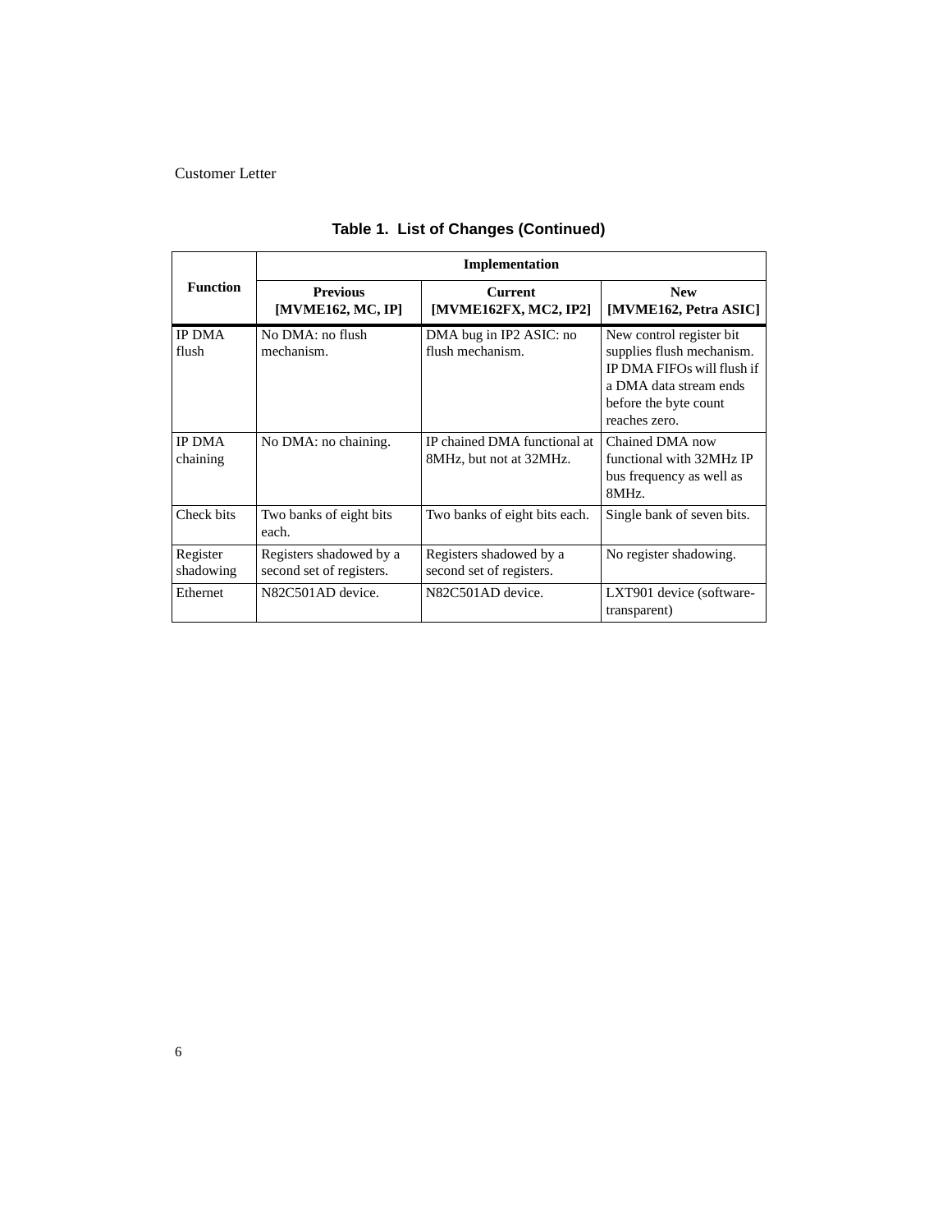**Table 1. List of Changes (Continued)**

| Function | Implementation | | |
|---|---|---|---|
| | **Previous [MVME162, MC, IP]** | **Current [MVME162FX, MC2, IP2]** | **New [MVME162, Petra ASIC]** |
| IP DMA flush | No DMA: no flush mechanism. | DMA bug in IP2 ASIC: no flush mechanism. | New control register bit supplies flush mechanism. IP DMA FIFOs will flush if a DMA data stream ends before the byte count reaches zero. |
| IP DMA chaining | No DMA: no chaining. | IP chained DMA functional at 8MHz, but not at 32MHz. | Chained DMA now functional with 32MHz IP bus frequency as well as 8MHz. |
| Check bits | Two banks of eight bits each. | Two banks of eight bits each. | Single bank of seven bits. |
| Register shadowing | Registers shadowed by a second set of registers. | Registers shadowed by a second set of registers. | No register shadowing. |
| Ethernet | N82C501AD device. | N82C501AD device. | LXT901 device (software-transparent) |